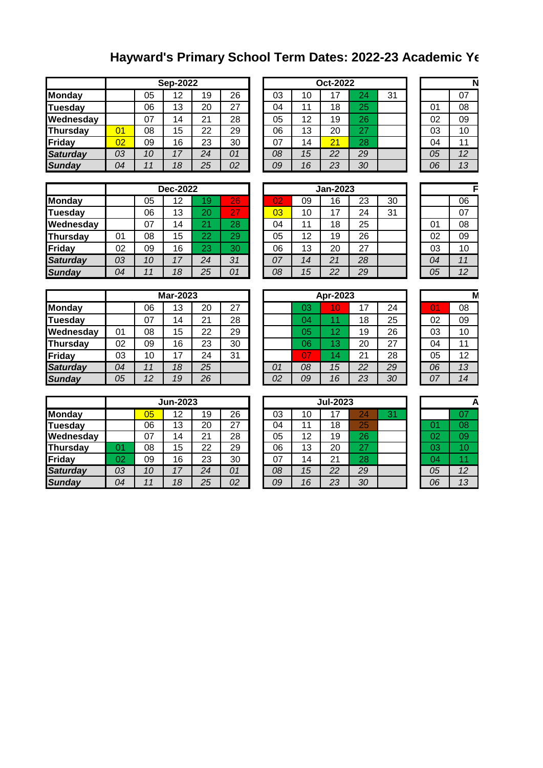# Hayward's Primary School Term Dates: 2022-23 Academic Ye

| | Sep-2022 | | | | |
|---|---|---|---|---|---|
| Monday | | 05 | 12 | 19 | 26 |
| Tuesday | | 06 | 13 | 20 | 27 |
| Wednesday | | 07 | 14 | 21 | 28 |
| Thursday | 01 | 08 | 15 | 22 | 29 |
| Friday | 02 | 09 | 16 | 23 | 30 |
| *Saturday* | *03* | *10* | *17* | *24* | *01* |
| *Sunday* | *04* | *11* | *18* | *25* | *02* |

| Oct-2022 | | | | |
|---|---|---|---|---|
| 03 | 10 | 17 | 24 | 31 |
| 04 | 11 | 18 | 25 | |
| 05 | 12 | 19 | 26 | |
| 06 | 13 | 20 | 27 | |
| 07 | 14 | 21 | 28 | |
| *08* | *15* | *22* | *29* | |
| *09* | *16* | *23* | *30* | |

| N | |
|---|---|
| | 07 |
| 01 | 08 |
| 02 | 09 |
| 03 | 10 |
| 04 | 11 |
| *05* | *12* |
| *06* | *13* |

| | Dec-2022 | | | | |
|---|---|---|---|---|---|
| Monday | | 05 | 12 | 19 | 26 |
| Tuesday | | 06 | 13 | 20 | 27 |
| Wednesday | | 07 | 14 | 21 | 28 |
| Thursday | 01 | 08 | 15 | 22 | 29 |
| Friday | 02 | 09 | 16 | 23 | 30 |
| *Saturday* | *03* | *10* | *17* | *24* | *31* |
| *Sunday* | *04* | *11* | *18* | *25* | *01* |

| Jan-2023 | | | | |
|---|---|---|---|---|
| 02 | 09 | 16 | 23 | 30 |
| 03 | 10 | 17 | 24 | 31 |
| 04 | 11 | 18 | 25 | |
| 05 | 12 | 19 | 26 | |
| 06 | 13 | 20 | 27 | |
| *07* | *14* | *21* | *28* | |
| *08* | *15* | *22* | *29* | |

| F | |
|---|---|
| | 06 |
| | 07 |
| 01 | 08 |
| 02 | 09 |
| 03 | 10 |
| *04* | *11* |
| *05* | *12* |

| | Mar-2023 | | | | |
|---|---|---|---|---|---|
| Monday | | 06 | 13 | 20 | 27 |
| Tuesday | | 07 | 14 | 21 | 28 |
| Wednesday | 01 | 08 | 15 | 22 | 29 |
| Thursday | 02 | 09 | 16 | 23 | 30 |
| Friday | 03 | 10 | 17 | 24 | 31 |
| *Saturday* | *04* | *11* | *18* | *25* | |
| *Sunday* | *05* | *12* | *19* | *26* | |

| Apr-2023 | | | | |
|---|---|---|---|---|
| | 03 | 10 | 17 | 24 |
| | 04 | 11 | 18 | 25 |
| | 05 | 12 | 19 | 26 |
| | 06 | 13 | 20 | 27 |
| | 07 | 14 | 21 | 28 |
| *01* | *08* | *15* | *22* | *29* |
| *02* | *09* | *16* | *23* | *30* |

| M | |
|---|---|
| 01 | 08 |
| 02 | 09 |
| 03 | 10 |
| 04 | 11 |
| 05 | 12 |
| *06* | *13* |
| *07* | *14* |

| | Jun-2023 | | | | |
|---|---|---|---|---|---|
| Monday | | 05 | 12 | 19 | 26 |
| Tuesday | | 06 | 13 | 20 | 27 |
| Wednesday | | 07 | 14 | 21 | 28 |
| Thursday | 01 | 08 | 15 | 22 | 29 |
| Friday | 02 | 09 | 16 | 23 | 30 |
| *Saturday* | *03* | *10* | *17* | *24* | *01* |
| *Sunday* | *04* | *11* | *18* | *25* | *02* |

| Jul-2023 | | | | |
|---|---|---|---|---|
| 03 | 10 | 17 | 24 | 31 |
| 04 | 11 | 18 | 25 | |
| 05 | 12 | 19 | 26 | |
| 06 | 13 | 20 | 27 | |
| 07 | 14 | 21 | 28 | |
| *08* | *15* | *22* | *29* | |
| *09* | *16* | *23* | *30* | |

| A | |
|---|---|
| | 07 |
| 01 | 08 |
| 02 | 09 |
| 03 | 10 |
| 04 | 11 |
| *05* | *12* |
| *06* | *13* |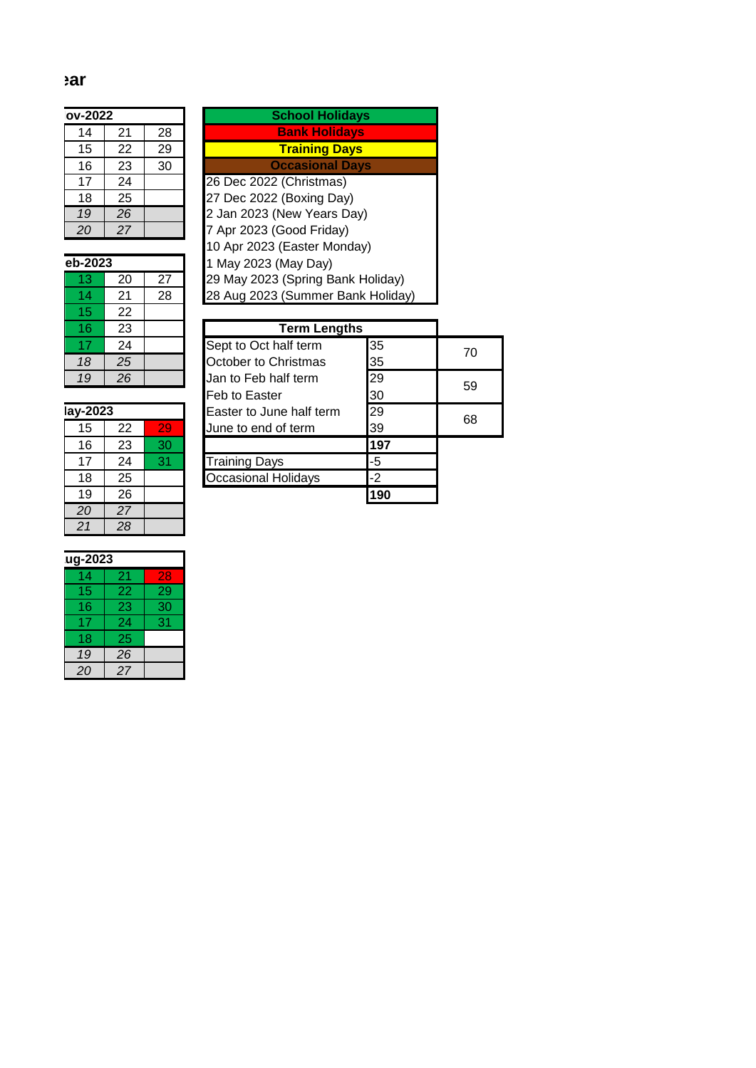## ear

| ov-2022 | | |
|---|---|---|
| 14 | 21 | 28 |
| 15 | 22 | 29 |
| 16 | 23 | 30 |
| 17 | 24 | |
| 18 | 25 | |
| *19* | *26* | |
| *20* | *27* | |

| eb-2023 | | |
|---|---|---|
| 13 | 20 | 27 |
| 14 | 21 | 28 |
| 15 | 22 | |
| 16 | 23 | |
| 17 | 24 | |
| *18* | *25* | |
| *19* | *26* | |

| lay-2023 | | |
|---|---|---|
| 15 | 22 | 29 |
| 16 | 23 | 30 |
| 17 | 24 | 31 |
| 18 | 25 | |
| 19 | 26 | |
| *20* | *27* | |
| *21* | *28* | |

| ug-2023 | | |
|---|---|---|
| 14 | 21 | 28 |
| 15 | 22 | 29 |
| 16 | 23 | 30 |
| 17 | 24 | 31 |
| 18 | 25 | |
| *19* | *26* | |
| *20* | *27* | |

| |
|---|
| **School Holidays** |
| **Bank Holidays** |
| **Training Days** |
| **Occasional Days** |
| 26 Dec 2022 (Christmas) |
| 27 Dec 2022 (Boxing Day) |
| 2 Jan 2023 (New Years Day) |
| 7 Apr 2023 (Good Friday) |
| 10 Apr 2023 (Easter Monday) |
| 1 May 2023 (May Day) |
| 29 May 2023 (Spring Bank Holiday) |
| 28 Aug 2023 (Summer Bank Holiday) |

| **Term Lengths** | | |
|---|---|---|
| Sept to Oct half term | 35 | 70 |
| October to Christmas | 35 | |
| Jan to Feb half term | 29 | 59 |
| Feb to Easter | 30 | |
| Easter to June half term | 29 | 68 |
| June to end of term | 39 | |
| | **197** | |
| Training Days | -5 | |
| Occasional Holidays | -2 | |
| | **190** | |